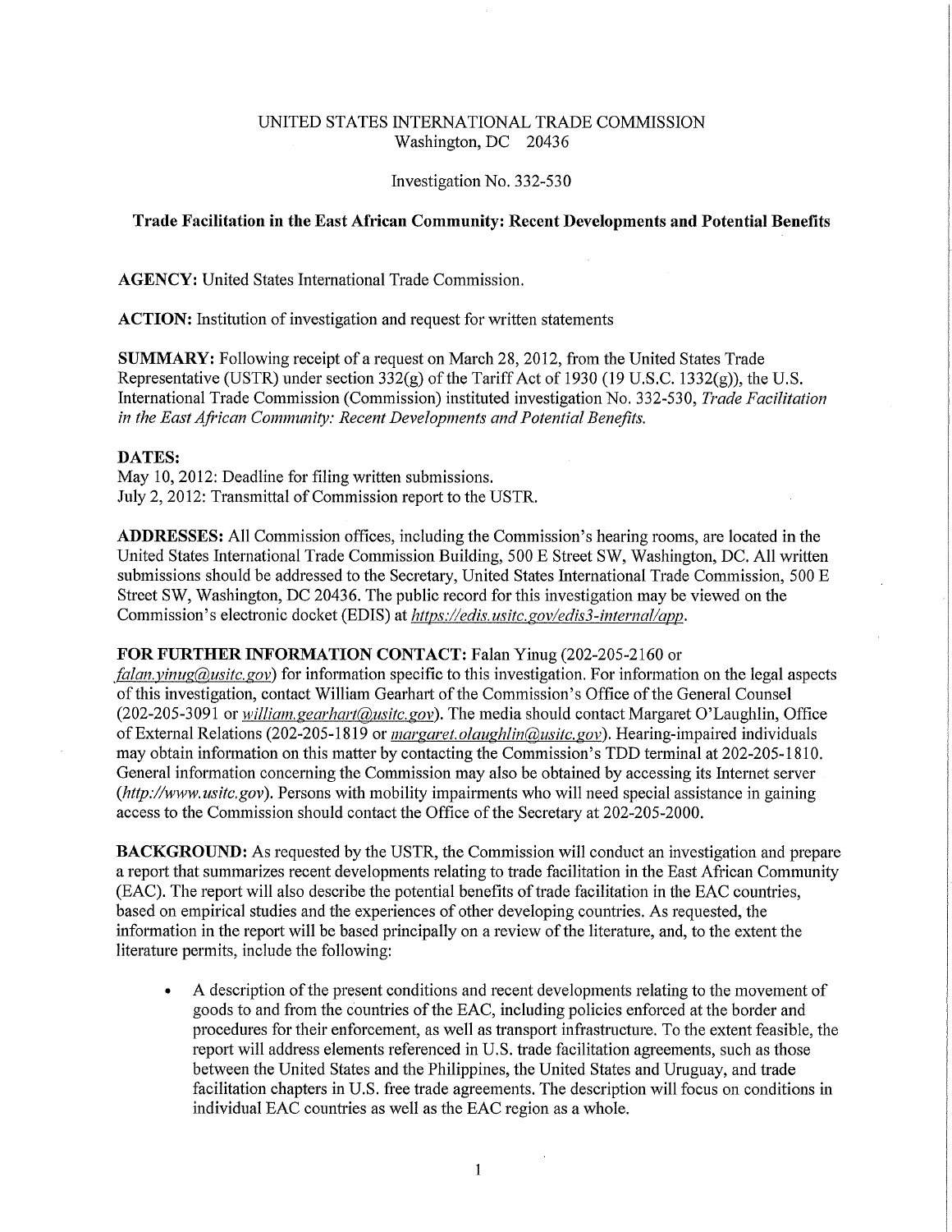UNITED STATES INTERNATIONAL TRADE COMMISSION
Washington, DC 20436

Investigation No. 332-530

**Trade Facilitation in the East African Community: Recent Developments and Potential Benefits**

**AGENCY:** United States International Trade Commission.

**ACTION:** Institution of investigation and request for written statements

**SUMMARY:** Following receipt of a request on March 28, 2012, from the United States Trade Representative (USTR) under section 332(g) of the Tariff Act of 1930 (19 U.S.C. 1332(g)), the U.S. International Trade Commission (Commission) instituted investigation No. 332-530, *Trade Facilitation in the East African Community: Recent Developments and Potential Benefits.*

**DATES:**
May 10, 2012: Deadline for filing written submissions.
July 2, 2012: Transmittal of Commission report to the USTR.

**ADDRESSES:** All Commission offices, including the Commission's hearing rooms, are located in the United States International Trade Commission Building, 500 E Street SW, Washington, DC. All written submissions should be addressed to the Secretary, United States International Trade Commission, 500 E Street SW, Washington, DC 20436. The public record for this investigation may be viewed on the Commission's electronic docket (EDIS) at *https://edis.usitc.gov/edis3-internal/app*.

**FOR FURTHER INFORMATION CONTACT:** Falan Yinug (202-205-2160 or *falan.yinug@usitc.gov*) for information specific to this investigation. For information on the legal aspects of this investigation, contact William Gearhart of the Commission's Office of the General Counsel (202-205-3091 or *william.gearhart@usitc.gov*). The media should contact Margaret O'Laughlin, Office of External Relations (202-205-1819 or *margaret.olaughlin@usitc.gov*). Hearing-impaired individuals may obtain information on this matter by contacting the Commission's TDD terminal at 202-205-1810. General information concerning the Commission may also be obtained by accessing its Internet server (*http://www.usitc.gov*). Persons with mobility impairments who will need special assistance in gaining access to the Commission should contact the Office of the Secretary at 202-205-2000.

**BACKGROUND:** As requested by the USTR, the Commission will conduct an investigation and prepare a report that summarizes recent developments relating to trade facilitation in the East African Community (EAC). The report will also describe the potential benefits of trade facilitation in the EAC countries, based on empirical studies and the experiences of other developing countries. As requested, the information in the report will be based principally on a review of the literature, and, to the extent the literature permits, include the following:

- A description of the present conditions and recent developments relating to the movement of goods to and from the countries of the EAC, including policies enforced at the border and procedures for their enforcement, as well as transport infrastructure. To the extent feasible, the report will address elements referenced in U.S. trade facilitation agreements, such as those between the United States and the Philippines, the United States and Uruguay, and trade facilitation chapters in U.S. free trade agreements. The description will focus on conditions in individual EAC countries as well as the EAC region as a whole.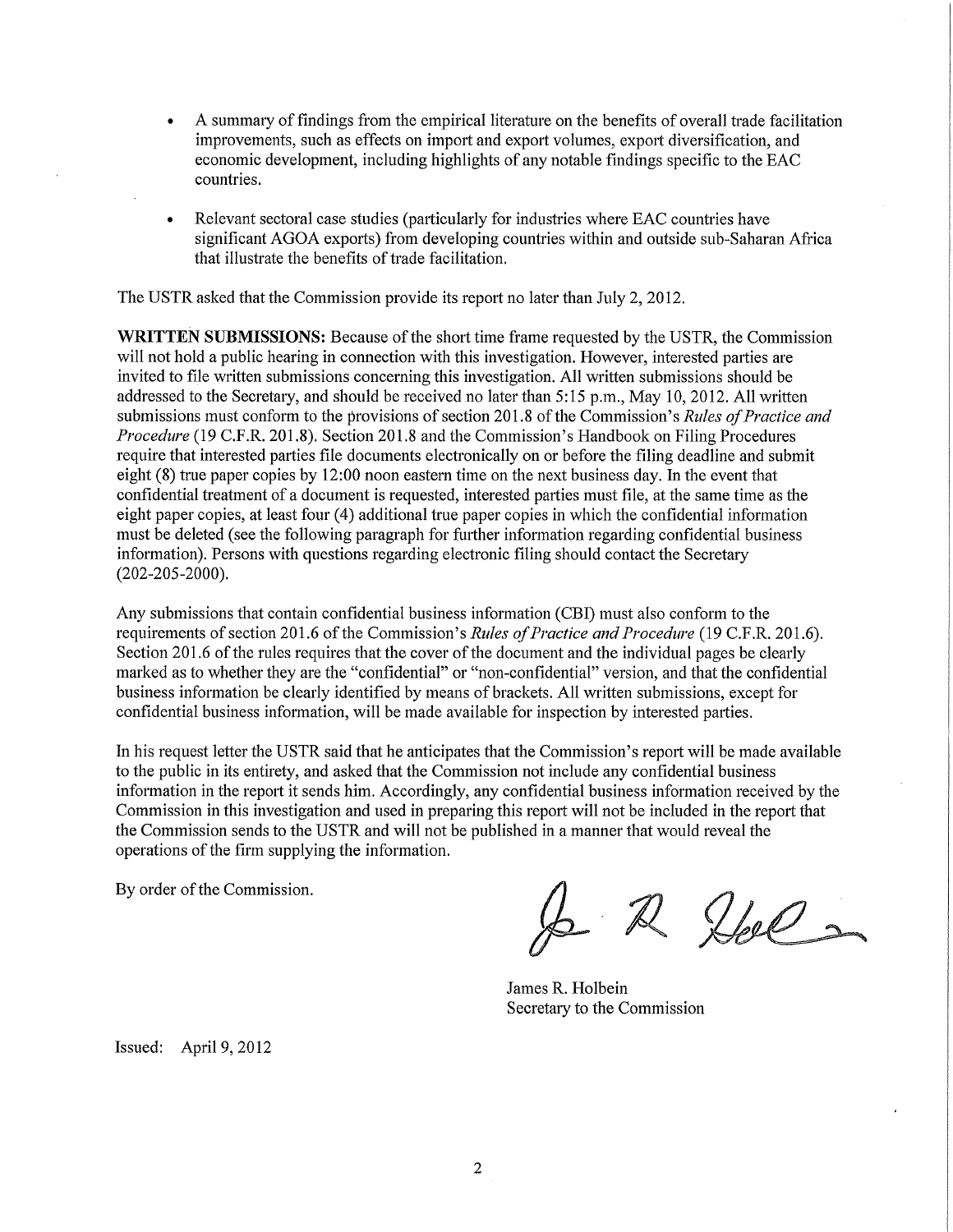- A summary of findings from the empirical literature on the benefits of overall trade facilitation improvements, such as effects on import and export volumes, export diversification, and economic development, including highlights of any notable findings specific to the EAC countries.
- Relevant sectoral case studies (particularly for industries where EAC countries have significant AGOA exports) from developing countries within and outside sub-Saharan Africa that illustrate the benefits of trade facilitation.

The USTR asked that the Commission provide its report no later than July 2, 2012.

**WRITTEN SUBMISSIONS:** Because of the short time frame requested by the USTR, the Commission will not hold a public hearing in connection with this investigation. However, interested parties are invited to file written submissions concerning this investigation. All written submissions should be addressed to the Secretary, and should be received no later than 5:15 p.m., May 10, 2012. All written submissions must conform to the provisions of section 201.8 of the Commission's *Rules of Practice and Procedure* (19 C.F.R. 201.8). Section 201.8 and the Commission's Handbook on Filing Procedures require that interested parties file documents electronically on or before the filing deadline and submit eight (8) true paper copies by 12:00 noon eastern time on the next business day. In the event that confidential treatment of a document is requested, interested parties must file, at the same time as the eight paper copies, at least four (4) additional true paper copies in which the confidential information must be deleted (see the following paragraph for further information regarding confidential business information). Persons with questions regarding electronic filing should contact the Secretary (202-205-2000).

Any submissions that contain confidential business information (CBI) must also conform to the requirements of section 201.6 of the Commission's *Rules of Practice and Procedure* (19 C.F.R. 201.6). Section 201.6 of the rules requires that the cover of the document and the individual pages be clearly marked as to whether they are the "confidential" or "non-confidential" version, and that the confidential business information be clearly identified by means of brackets. All written submissions, except for confidential business information, will be made available for inspection by interested parties.

In his request letter the USTR said that he anticipates that the Commission's report will be made available to the public in its entirety, and asked that the Commission not include any confidential business information in the report it sends him. Accordingly, any confidential business information received by the Commission in this investigation and used in preparing this report will not be included in the report that the Commission sends to the USTR and will not be published in a manner that would reveal the operations of the firm supplying the information.

By order of the Commission.

James R. Holbein
Secretary to the Commission

Issued: April 9, 2012